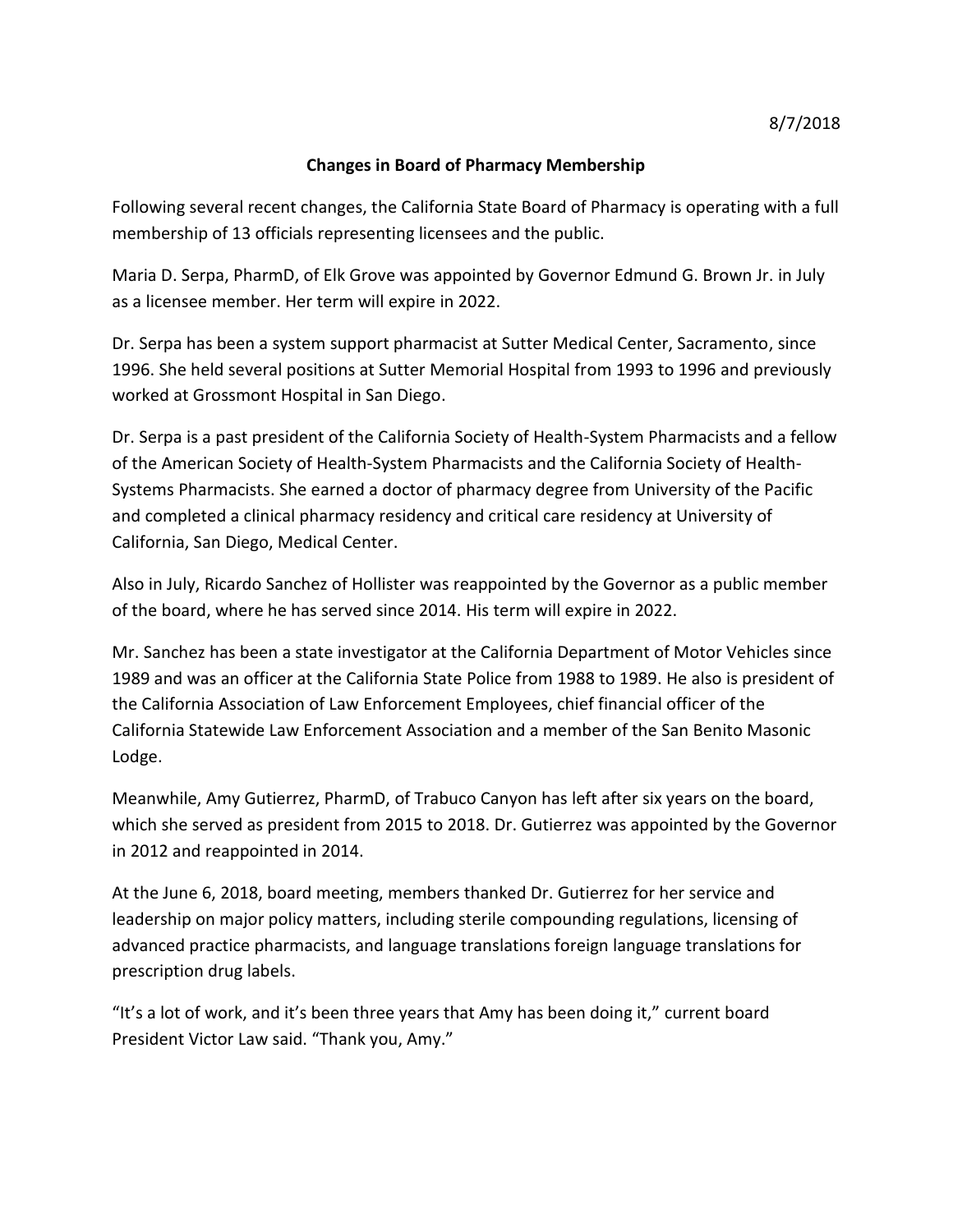8/7/2018

## Changes in Board of Pharmacy Membership

Following several recent changes, the California State Board of Pharmacy is operating with a full membership of 13 officials representing licensees and the public.

Maria D. Serpa, PharmD, of Elk Grove was appointed by Governor Edmund G. Brown Jr. in July as a licensee member. Her term will expire in 2022.

Dr. Serpa has been a system support pharmacist at Sutter Medical Center, Sacramento, since 1996. She held several positions at Sutter Memorial Hospital from 1993 to 1996 and previously worked at Grossmont Hospital in San Diego.

Dr. Serpa is a past president of the California Society of Health-System Pharmacists and a fellow of the American Society of Health-System Pharmacists and the California Society of Health-Systems Pharmacists. She earned a doctor of pharmacy degree from University of the Pacific and completed a clinical pharmacy residency and critical care residency at University of California, San Diego, Medical Center.

Also in July, Ricardo Sanchez of Hollister was reappointed by the Governor as a public member of the board, where he has served since 2014. His term will expire in 2022.

Mr. Sanchez has been a state investigator at the California Department of Motor Vehicles since 1989 and was an officer at the California State Police from 1988 to 1989. He also is president of the California Association of Law Enforcement Employees, chief financial officer of the California Statewide Law Enforcement Association and a member of the San Benito Masonic Lodge.

Meanwhile, Amy Gutierrez, PharmD, of Trabuco Canyon has left after six years on the board, which she served as president from 2015 to 2018. Dr. Gutierrez was appointed by the Governor in 2012 and reappointed in 2014.

At the June 6, 2018, board meeting, members thanked Dr. Gutierrez for her service and leadership on major policy matters, including sterile compounding regulations, licensing of advanced practice pharmacists, and language translations foreign language translations for prescription drug labels.

"It's a lot of work, and it's been three years that Amy has been doing it," current board President Victor Law said. "Thank you, Amy."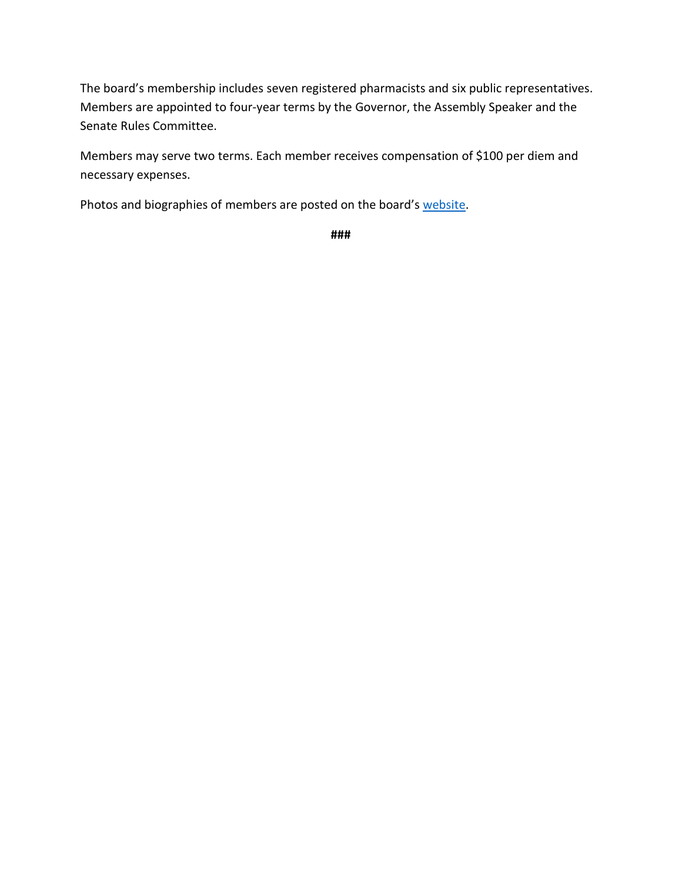The board's membership includes seven registered pharmacists and six public representatives. Members are appointed to four-year terms by the Governor, the Assembly Speaker and the Senate Rules Committee.

Members may serve two terms. Each member receives compensation of $100 per diem and necessary expenses.

Photos and biographies of members are posted on the board's website.

**###**